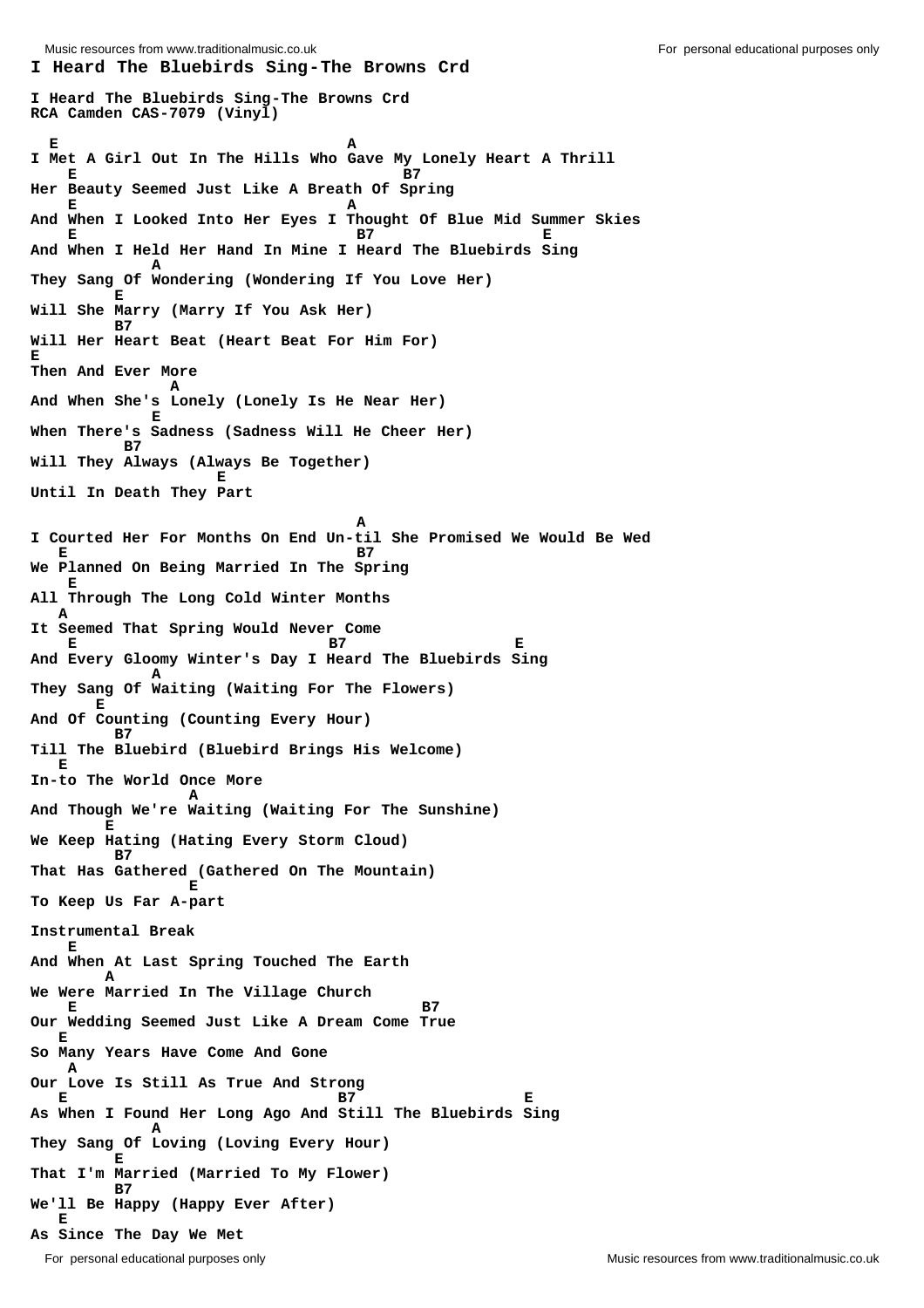# I Heard The Bluebirds Sing-The Browns Crd

**I Heard The Bluebirds Sing-The Browns Crd**
**RCA Camden CAS-7079 (Vinyl)**

```
  E                              A
I Met A Girl Out In The Hills Who Gave My Lonely Heart A Thrill
    E                                     B7
Her Beauty Seemed Just Like A Breath Of Spring
    E                                A
And When I Looked Into Her Eyes I Thought Of Blue Mid Summer Skies
    E                               B7                    E
And When I Held Her Hand In Mine I Heard The Bluebirds Sing
            A
They Sang Of Wondering (Wondering If You Love Her)
         E
Will She Marry (Marry If You Ask Her)
         B7
Will Her Heart Beat (Heart Beat For Him For)
E
Then And Ever More
               A
And When She's Lonely (Lonely Is He Near Her)
             E
When There's Sadness (Sadness Will He Cheer Her)
          B7
Will They Always (Always Be Together)
                      E
Until In Death They Part

                                        A
I Courted Her For Months On End Un-til She Promised We Would Be Wed
  E                                B7
We Planned On Being Married In The Spring
    E
All Through The Long Cold Winter Months
   A
It Seemed That Spring Would Never Come
    E                            B7                  E
And Every Gloomy Winter's Day I Heard The Bluebirds Sing
            A
They Sang Of Waiting (Waiting For The Flowers)
       E
And Of Counting (Counting Every Hour)
         B7
Till The Bluebird (Bluebird Brings His Welcome)
   E
In-to The World Once More
                  A
And Though We're Waiting (Waiting For The Sunshine)
        E
We Keep Hating (Hating Every Storm Cloud)
         B7
That Has Gathered (Gathered On The Mountain)
                   E
To Keep Us Far A-part

Instrumental Break
    E
And When At Last Spring Touched The Earth
        A
We Were Married In The Village Church
    E                                     B7
Our Wedding Seemed Just Like A Dream Come True
  E
So Many Years Have Come And Gone
    A
Our Love Is Still As True And Strong
  E                              B7                E
As When I Found Her Long Ago And Still The Bluebirds Sing
            A
They Sang Of Loving (Loving Every Hour)
         E
That I'm Married (Married To My Flower)
         B7
We'll Be Happy (Happy Ever After)
  E
As Since The Day We Met
```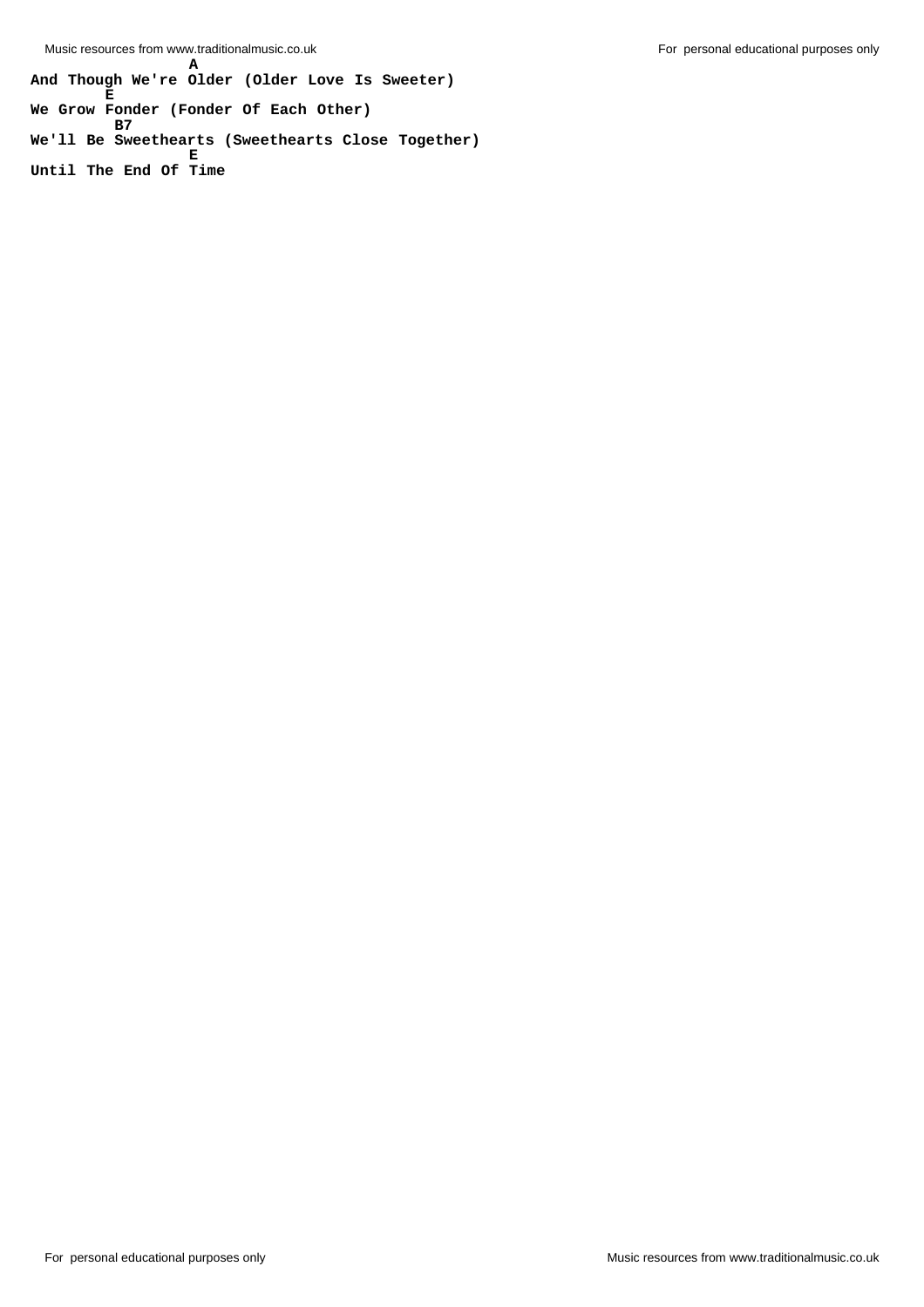```
                 A
And Though We're Older (Older Love Is Sweeter)
        E
We Grow Fonder (Fonder Of Each Other)
         B7
We'll Be Sweethearts (Sweethearts Close Together)
                 E
Until The End Of Time
```